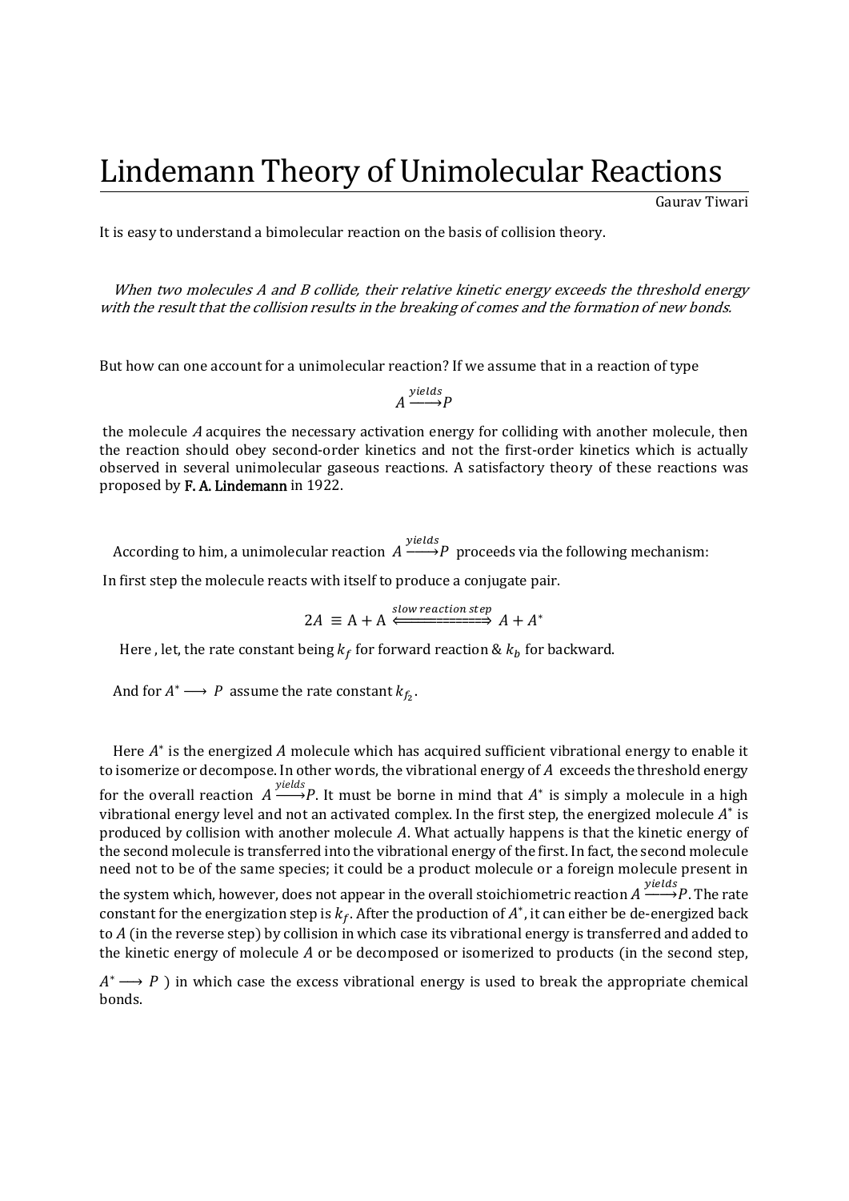# Lindemann Theory of Unimolecular Reactions

Gaurav Tiwari

It is easy to understand a bimolecular reaction on the basis of collision theory.

*When two molecules A and B collide, their relative kinetic energy exceeds the threshold energy with the result that the collision results in the breaking of comes and the formation of new bonds.*

But how can one account for a unimolecular reaction? If we assume that in a reaction of type

$$A \xrightarrow{yields} P$$

the molecule $A$ acquires the necessary activation energy for colliding with another molecule, then the reaction should obey second-order kinetics and not the first-order kinetics which is actually observed in several unimolecular gaseous reactions. A satisfactory theory of these reactions was proposed by **F. A. Lindemann** in 1922.

According to him, a unimolecular reaction $A \xrightarrow{yields} P$ proceeds via the following mechanism:

In first step the molecule reacts with itself to produce a conjugate pair.

$$2A \equiv A + A \xleftrightarrow{slow\ reaction\ step} A + A^*$$

Here , let, the rate constant being $k_f$ for forward reaction & $k_b$ for backward.

And for $A^* \longrightarrow P$ assume the rate constant $k_{f_2}$.

Here $A^*$ is the energized $A$ molecule which has acquired sufficient vibrational energy to enable it to isomerize or decompose. In other words, the vibrational energy of $A$ exceeds the threshold energy for the overall reaction $A \xrightarrow{yields} P$. It must be borne in mind that $A^*$ is simply a molecule in a high vibrational energy level and not an activated complex. In the first step, the energized molecule $A^*$ is produced by collision with another molecule $A$. What actually happens is that the kinetic energy of the second molecule is transferred into the vibrational energy of the first. In fact, the second molecule need not to be of the same species; it could be a product molecule or a foreign molecule present in the system which, however, does not appear in the overall stoichiometric reaction $A \xrightarrow{yields} P$. The rate constant for the energization step is $k_f$. After the production of $A^*$, it can either be de-energized back to $A$ (in the reverse step) by collision in which case its vibrational energy is transferred and added to the kinetic energy of molecule $A$ or be decomposed or isomerized to products (in the second step, $A^* \longrightarrow P$ ) in which case the excess vibrational energy is used to break the appropriate chemical bonds.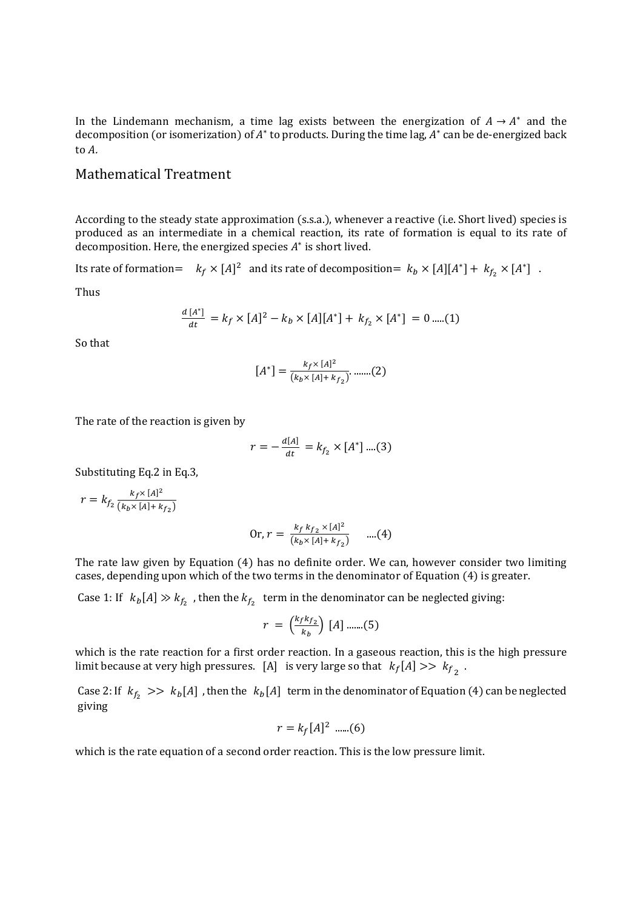In the Lindemann mechanism, a time lag exists between the energization of $A \rightarrow A^*$ and the decomposition (or isomerization) of $A^*$ to products. During the time lag, $A^*$ can be de-energized back to $A$.

## Mathematical Treatment

According to the steady state approximation (s.s.a.), whenever a reactive (i.e. Short lived) species is produced as an intermediate in a chemical reaction, its rate of formation is equal to its rate of decomposition. Here, the energized species $A^*$ is short lived.

Its rate of formation= $k_f \times [A]^2$ and its rate of decomposition= $k_b \times [A][A^*] + k_{f_2} \times [A^*]$ .

Thus

$$\frac{d\,[A^*]}{dt} = k_f \times [A]^2 - k_b \times [A][A^*] + k_{f_2} \times [A^*] = 0 \;.....(1)$$

So that

$$[A^*] = \frac{k_f \times [A]^2}{(k_b \times [A] + k_{f_2})}. \;.......(2)$$

The rate of the reaction is given by

$$r = -\frac{d[A]}{dt} = k_{f_2} \times [A^*] \;....(3)$$

Substituting Eq.2 in Eq.3,

$$r = k_{f_2} \frac{k_f \times [A]^2}{(k_b \times [A] + k_{f_2})}$$

$$\text{Or, } r = \frac{k_f\, k_{f_2} \times [A]^2}{(k_b \times [A] + k_{f_2})} \quad ......(4)$$

The rate law given by Equation (4) has no definite order. We can, however consider two limiting cases, depending upon which of the two terms in the denominator of Equation (4) is greater.

Case 1: If $k_b[A] \gg k_{f_2}$ , then the $k_{f_2}$ term in the denominator can be neglected giving:

$$r = \left(\frac{k_f k_{f_2}}{k_b}\right) [A] \;.......(5)$$

which is the rate reaction for a first order reaction. In a gaseous reaction, this is the high pressure limit because at very high pressures. [A] is very large so that $k_f[A] >> k_{f_2}$ .

Case 2: If $k_{f_2} >> k_b[A]$ , then the $k_b[A]$ term in the denominator of Equation (4) can be neglected giving

$$r = k_f[A]^2 \;......(6)$$

which is the rate equation of a second order reaction. This is the low pressure limit.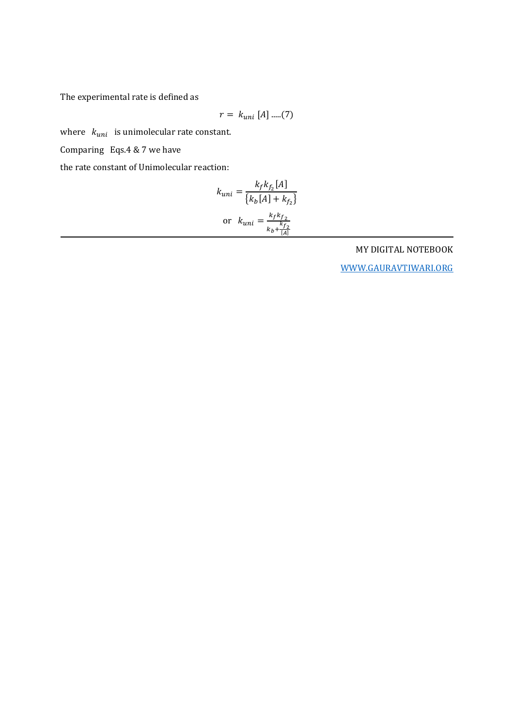The experimental rate is defined as

$$r = k_{uni}\,[A] \text{ .....(7)}$$

where $k_{uni}$ is unimolecular rate constant.

Comparing Eqs.4 & 7 we have

the rate constant of Unimolecular reaction:

$$k_{uni} = \frac{k_f k_{f_2} [A]}{\{k_b [A] + k_{f_2}\}}$$

$$\text{or} \quad k_{uni} = \frac{k_f k_{f_2}}{k_b + \frac{k_{f_2}}{[A]}}$$

---

MY DIGITAL NOTEBOOK

WWW.GAURAVTIWARI.ORG